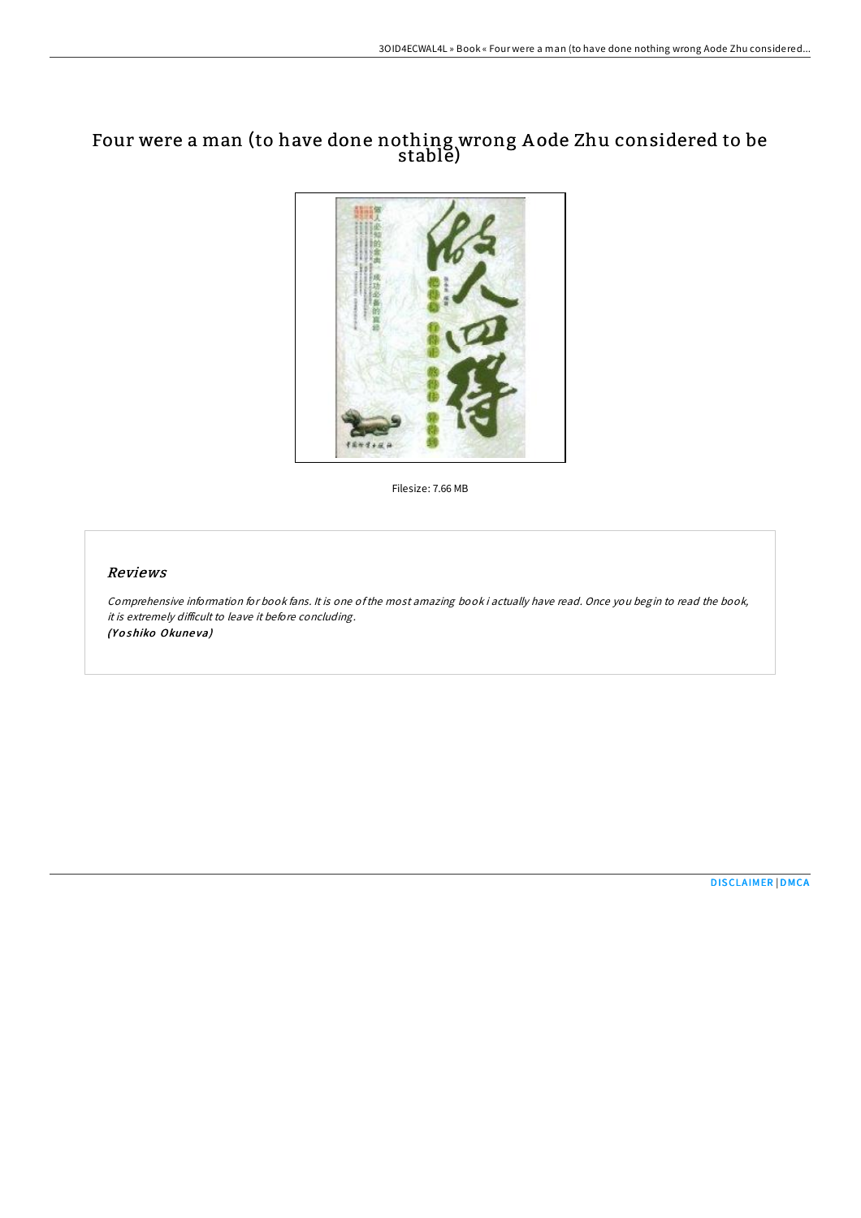# Four were a man (to have done nothing wrong Aode Zhu considered to be stable)

Filesize: 7.66 MB

## *Reviews*

*Comprehensive information for book fans. It is one of the most amazing book i actually have read. Once you begin to read the book, it is extremely difficult to leave it before concluding.*
*(Yoshiko Okuneva)*

DISCLAIMER | DMCA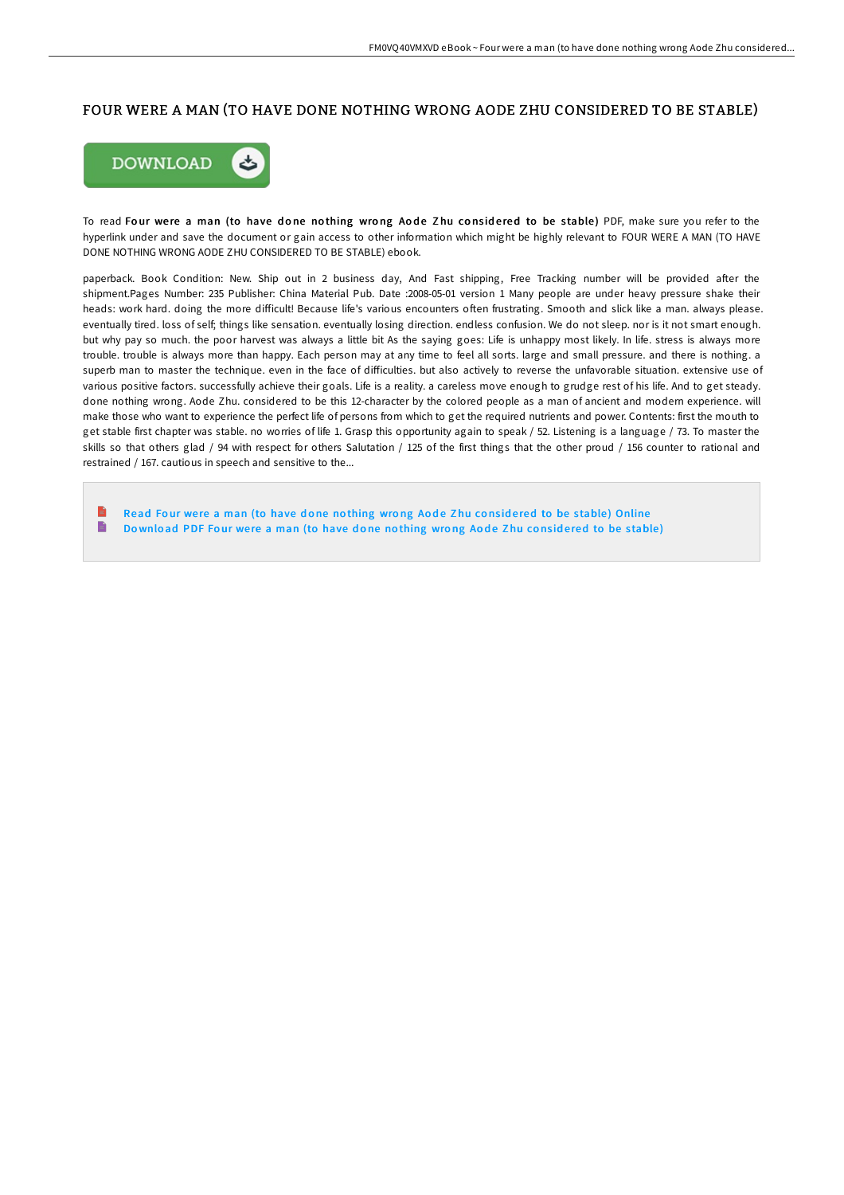# FOUR WERE A MAN (TO HAVE DONE NOTHING WRONG AODE ZHU CONSIDERED TO BE STABLE)

DOWNLOAD

To read **Four were a man (to have done nothing wrong Aode Zhu considered to be stable)** PDF, make sure you refer to the hyperlink under and save the document or gain access to other information which might be highly relevant to FOUR WERE A MAN (TO HAVE DONE NOTHING WRONG AODE ZHU CONSIDERED TO BE STABLE) ebook.

paperback. Book Condition: New. Ship out in 2 business day, And Fast shipping, Free Tracking number will be provided after the shipment.Pages Number: 235 Publisher: China Material Pub. Date :2008-05-01 version 1 Many people are under heavy pressure shake their heads: work hard. doing the more difficult! Because life's various encounters often frustrating. Smooth and slick like a man. always please. eventually tired. loss of self; things like sensation. eventually losing direction. endless confusion. We do not sleep. nor is it not smart enough. but why pay so much. the poor harvest was always a little bit As the saying goes: Life is unhappy most likely. In life. stress is always more trouble. trouble is always more than happy. Each person may at any time to feel all sorts. large and small pressure. and there is nothing. a superb man to master the technique. even in the face of difficulties. but also actively to reverse the unfavorable situation. extensive use of various positive factors. successfully achieve their goals. Life is a reality. a careless move enough to grudge rest of his life. And to get steady. done nothing wrong. Aode Zhu. considered to be this 12-character by the colored people as a man of ancient and modern experience. will make those who want to experience the perfect life of persons from which to get the required nutrients and power. Contents: first the mouth to get stable first chapter was stable. no worries of life 1. Grasp this opportunity again to speak / 52. Listening is a language / 73. To master the skills so that others glad / 94 with respect for others Salutation / 125 of the first things that the other proud / 156 counter to rational and restrained / 167. cautious in speech and sensitive to the...

- Read Four were a man (to have done nothing wrong Aode Zhu considered to be stable) Online
- Download PDF Four were a man (to have done nothing wrong Aode Zhu considered to be stable)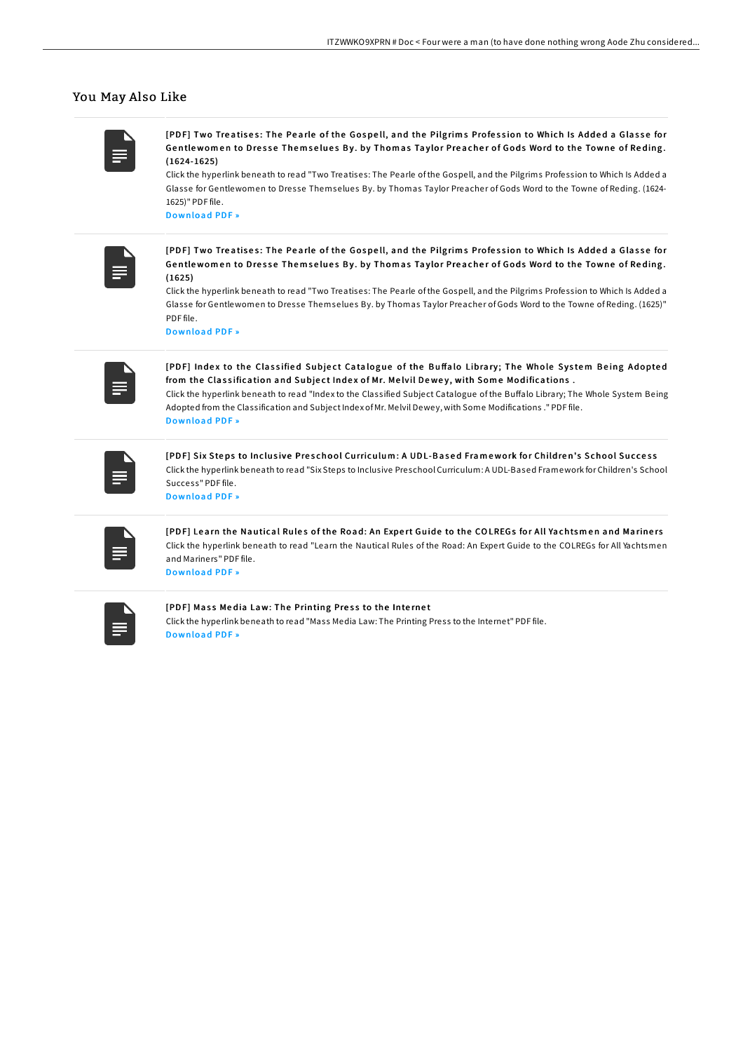## You May Also Like

[PDF] Two Treatises: The Pearle of the Gospell, and the Pilgrims Profession to Which Is Added a Glasse for Gentlewomen to Dresse Themselues By. by Thomas Taylor Preacher of Gods Word to the Towne of Reding. (1624-1625)

Click the hyperlink beneath to read "Two Treatises: The Pearle of the Gospell, and the Pilgrims Profession to Which Is Added a Glasse for Gentlewomen to Dresse Themselues By. by Thomas Taylor Preacher of Gods Word to the Towne of Reding. (1624-1625)" PDF file.

Download PDF »

[PDF] Two Treatises: The Pearle of the Gospell, and the Pilgrims Profession to Which Is Added a Glasse for Gentlewomen to Dresse Themselues By. by Thomas Taylor Preacher of Gods Word to the Towne of Reding. (1625)

Click the hyperlink beneath to read "Two Treatises: The Pearle of the Gospell, and the Pilgrims Profession to Which Is Added a Glasse for Gentlewomen to Dresse Themselues By. by Thomas Taylor Preacher of Gods Word to the Towne of Reding. (1625)" PDF file.

Download PDF »

[PDF] Index to the Classified Subject Catalogue of the Buffalo Library; The Whole System Being Adopted from the Classification and Subject Index of Mr. Melvil Dewey, with Some Modifications .

Click the hyperlink beneath to read "Index to the Classified Subject Catalogue of the Buffalo Library; The Whole System Being Adopted from the Classification and Subject Index of Mr. Melvil Dewey, with Some Modifications ." PDF file.

Download PDF »

[PDF] Six Steps to Inclusive Preschool Curriculum: A UDL-Based Framework for Children's School Success

Click the hyperlink beneath to read "Six Steps to Inclusive Preschool Curriculum: A UDL-Based Framework for Children's School Success" PDF file.

Download PDF »

[PDF] Learn the Nautical Rules of the Road: An Expert Guide to the COLREGs for All Yachtsmen and Mariners

Click the hyperlink beneath to read "Learn the Nautical Rules of the Road: An Expert Guide to the COLREGs for All Yachtsmen and Mariners" PDF file.

Download PDF »

[PDF] Mass Media Law: The Printing Press to the Internet

Click the hyperlink beneath to read "Mass Media Law: The Printing Press to the Internet" PDF file.

Download PDF »